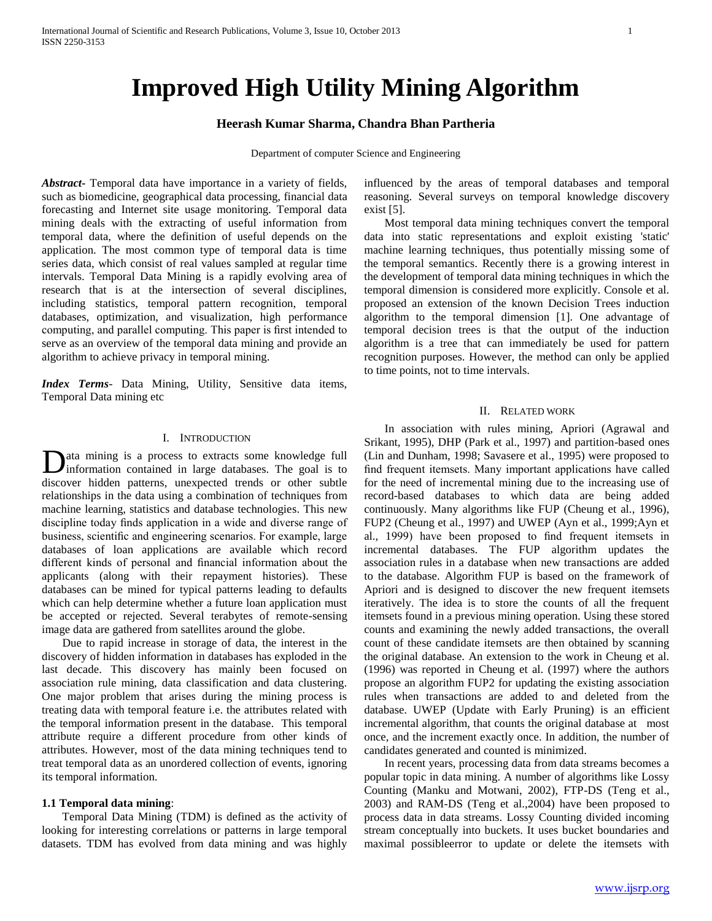# Improved High Utility Mining Algorithm

**Heerash Kumar Sharma, Chandra Bhan Partheria**

Department of computer Science and Engineering

***Abstract*-** Temporal data have importance in a variety of fields, such as biomedicine, geographical data processing, financial data forecasting and Internet site usage monitoring. Temporal data mining deals with the extracting of useful information from temporal data, where the definition of useful depends on the application. The most common type of temporal data is time series data, which consist of real values sampled at regular time intervals. Temporal Data Mining is a rapidly evolving area of research that is at the intersection of several disciplines, including statistics, temporal pattern recognition, temporal databases, optimization, and visualization, high performance computing, and parallel computing. This paper is first intended to serve as an overview of the temporal data mining and provide an algorithm to achieve privacy in temporal mining.

***Index Terms*-** Data Mining, Utility, Sensitive data items, Temporal Data mining etc

## I. Introduction

Data mining is a process to extracts some knowledge full information contained in large databases. The goal is to discover hidden patterns, unexpected trends or other subtle relationships in the data using a combination of techniques from machine learning, statistics and database technologies. This new discipline today finds application in a wide and diverse range of business, scientific and engineering scenarios. For example, large databases of loan applications are available which record different kinds of personal and financial information about the applicants (along with their repayment histories). These databases can be mined for typical patterns leading to defaults which can help determine whether a future loan application must be accepted or rejected. Several terabytes of remote-sensing image data are gathered from satellites around the globe.

Due to rapid increase in storage of data, the interest in the discovery of hidden information in databases has exploded in the last decade. This discovery has mainly been focused on association rule mining, data classification and data clustering. One major problem that arises during the mining process is treating data with temporal feature i.e. the attributes related with the temporal information present in the database. This temporal attribute require a different procedure from other kinds of attributes. However, most of the data mining techniques tend to treat temporal data as an unordered collection of events, ignoring its temporal information.

### 1.1 Temporal data mining:

Temporal Data Mining (TDM) is defined as the activity of looking for interesting correlations or patterns in large temporal datasets. TDM has evolved from data mining and was highly influenced by the areas of temporal databases and temporal reasoning. Several surveys on temporal knowledge discovery exist [5].

Most temporal data mining techniques convert the temporal data into static representations and exploit existing 'static' machine learning techniques, thus potentially missing some of the temporal semantics. Recently there is a growing interest in the development of temporal data mining techniques in which the temporal dimension is considered more explicitly. Console et al. proposed an extension of the known Decision Trees induction algorithm to the temporal dimension [1]. One advantage of temporal decision trees is that the output of the induction algorithm is a tree that can immediately be used for pattern recognition purposes. However, the method can only be applied to time points, not to time intervals.

## II. Related work

In association with rules mining, Apriori (Agrawal and Srikant, 1995), DHP (Park et al., 1997) and partition-based ones (Lin and Dunham, 1998; Savasere et al., 1995) were proposed to find frequent itemsets. Many important applications have called for the need of incremental mining due to the increasing use of record-based databases to which data are being added continuously. Many algorithms like FUP (Cheung et al., 1996), FUP2 (Cheung et al., 1997) and UWEP (Ayn et al., 1999;Ayn et al., 1999) have been proposed to find frequent itemsets in incremental databases. The FUP algorithm updates the association rules in a database when new transactions are added to the database. Algorithm FUP is based on the framework of Apriori and is designed to discover the new frequent itemsets iteratively. The idea is to store the counts of all the frequent itemsets found in a previous mining operation. Using these stored counts and examining the newly added transactions, the overall count of these candidate itemsets are then obtained by scanning the original database. An extension to the work in Cheung et al. (1996) was reported in Cheung et al. (1997) where the authors propose an algorithm FUP2 for updating the existing association rules when transactions are added to and deleted from the database. UWEP (Update with Early Pruning) is an efficient incremental algorithm, that counts the original database at most once, and the increment exactly once. In addition, the number of candidates generated and counted is minimized.

In recent years, processing data from data streams becomes a popular topic in data mining. A number of algorithms like Lossy Counting (Manku and Motwani, 2002), FTP-DS (Teng et al., 2003) and RAM-DS (Teng et al.,2004) have been proposed to process data in data streams. Lossy Counting divided incoming stream conceptually into buckets. It uses bucket boundaries and maximal possibleerror to update or delete the itemsets with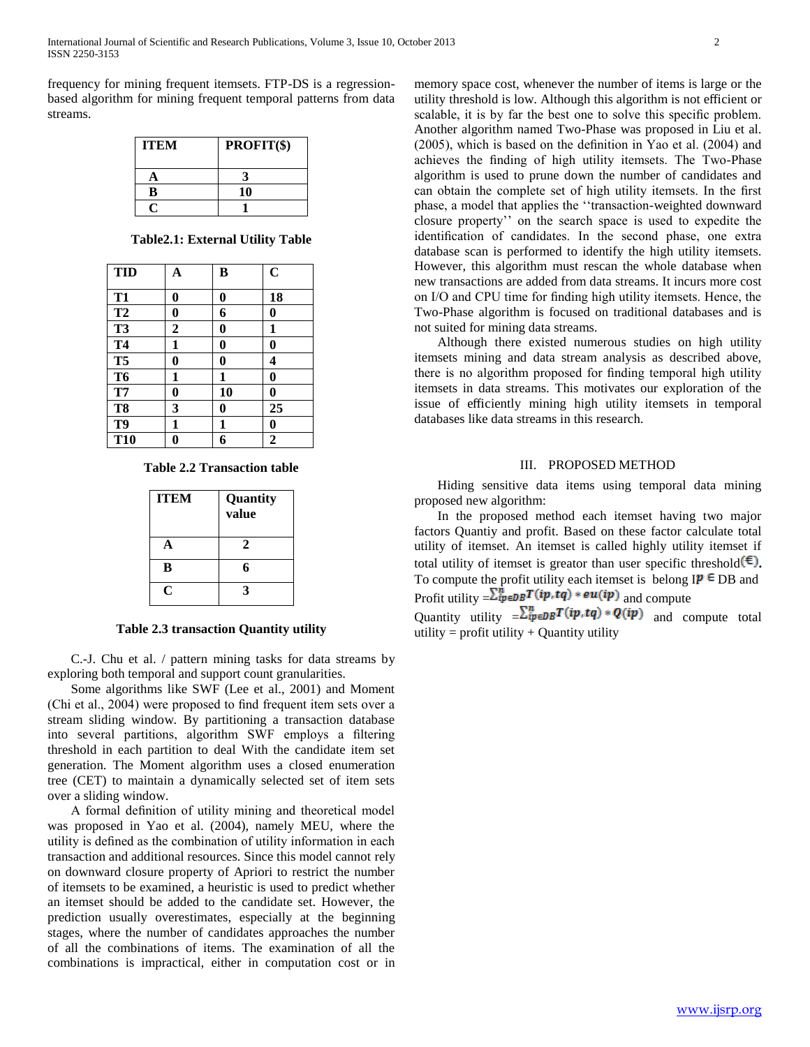frequency for mining frequent itemsets. FTP-DS is a regression-based algorithm for mining frequent temporal patterns from data streams.

| ITEM | PROFIT($) |
|---|---|
| A | 3 |
| B | 10 |
| C | 1 |

**Table2.1: External Utility Table**

| TID | A | B | C |
|---|---|---|---|
| T1 | 0 | 0 | 18 |
| T2 | 0 | 6 | 0 |
| T3 | 2 | 0 | 1 |
| T4 | 1 | 0 | 0 |
| T5 | 0 | 0 | 4 |
| T6 | 1 | 1 | 0 |
| T7 | 0 | 10 | 0 |
| T8 | 3 | 0 | 25 |
| T9 | 1 | 1 | 0 |
| T10 | 0 | 6 | 2 |

**Table 2.2 Transaction table**

| ITEM | Quantity value |
|---|---|
| A | 2 |
| B | 6 |
| C | 3 |

**Table 2.3 transaction Quantity utility**

C.-J. Chu et al. / pattern mining tasks for data streams by exploring both temporal and support count granularities.

Some algorithms like SWF (Lee et al., 2001) and Moment (Chi et al., 2004) were proposed to find frequent item sets over a stream sliding window. By partitioning a transaction database into several partitions, algorithm SWF employs a filtering threshold in each partition to deal With the candidate item set generation. The Moment algorithm uses a closed enumeration tree (CET) to maintain a dynamically selected set of item sets over a sliding window.

A formal definition of utility mining and theoretical model was proposed in Yao et al. (2004), namely MEU, where the utility is defined as the combination of utility information in each transaction and additional resources. Since this model cannot rely on downward closure property of Apriori to restrict the number of itemsets to be examined, a heuristic is used to predict whether an itemset should be added to the candidate set. However, the prediction usually overestimates, especially at the beginning stages, where the number of candidates approaches the number of all the combinations of items. The examination of all the combinations is impractical, either in computation cost or in memory space cost, whenever the number of items is large or the utility threshold is low. Although this algorithm is not efficient or scalable, it is by far the best one to solve this specific problem. Another algorithm named Two-Phase was proposed in Liu et al. (2005), which is based on the definition in Yao et al. (2004) and achieves the finding of high utility itemsets. The Two-Phase algorithm is used to prune down the number of candidates and can obtain the complete set of high utility itemsets. In the first phase, a model that applies the ''transaction-weighted downward closure property'' on the search space is used to expedite the identification of candidates. In the second phase, one extra database scan is performed to identify the high utility itemsets. However, this algorithm must rescan the whole database when new transactions are added from data streams. It incurs more cost on I/O and CPU time for finding high utility itemsets. Hence, the Two-Phase algorithm is focused on traditional databases and is not suited for mining data streams.

Although there existed numerous studies on high utility itemsets mining and data stream analysis as described above, there is no algorithm proposed for finding temporal high utility itemsets in data streams. This motivates our exploration of the issue of efficiently mining high utility itemsets in temporal databases like data streams in this research.

## III. PROPOSED METHOD

Hiding sensitive data items using temporal data mining proposed new algorithm:

In the proposed method each itemset having two major factors Quantiy and profit. Based on these factor calculate total utility of itemset. An itemset is called highly utility itemset if total utility of itemset is greator than user specific threshold($\epsilon$). To compute the profit utility each itemset is belong I$p \in$ DB and Profit utility $=\sum_{ip \in DB}^{n} T(ip,tq) * eu(ip)$ and compute Quantity utility $=\sum_{ip \in DB}^{n} T(ip,tq) * Q(ip)$ and compute total utility = profit utility + Quantity utility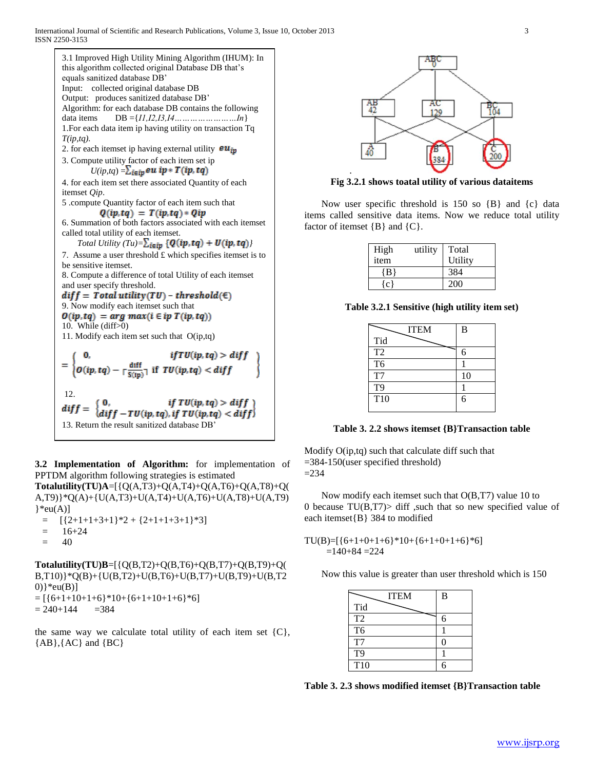3.1 Improved High Utility Mining Algorithm (IHUM): In this algorithm collected original Database DB that's equals sanitized database DB'

Input: collected original database DB

Output: produces sanitized database DB'

Algorithm: for each database DB contains the following data items DB ={I1,I2,I3,I4…………………In}

1.For each data item ip having utility on transaction Tq *T(ip,tq).*

2. for each itemset ip having external utility $eu_{ip}$

3. Compute utility factor of each item set ip

$$U(ip,tq) = \sum_{i \in ip} eu\ ip * T(ip,tq)$$

4. for each item set there associated Quantity of each itemset *Qip*.

5 .compute Quantity factor of each item such that

$$Q(ip,tq) = T(ip,tq) * Qip$$

6. Summation of both factors associated with each itemset called total utility of each itemset.

$$Total\ Utility\ (Tu) = \sum_{i \in ip} \{Q(ip,tq) + U(ip,tq)\}$$

7. Assume a user threshold £ which specifies itemset is to be sensitive itemset.

8. Compute a difference of total Utility of each itemset and user specify threshold.

$$diff = Total\ utility(TU) - threshold(€)$$

9. Now modify each itemset such that

$$O(ip,tq) = arg\ max(i \in ip\ T(ip,tq))$$

10. While (diff>0)

11. Modify each item set such that O(ip,tq)

$$= \begin{cases} 0, & if\ TU(ip,tq) > diff \\ O(ip,tq) - \lceil \frac{diff}{S(ip)} \rceil & if\ TU(ip,tq) < diff \end{cases}$$

12.

$$diff = \begin{cases} 0, & if\ TU(ip,tq) > diff \\ diff - TU(ip,tq), & if\ TU(ip,tq) < diff \end{cases}$$

13. Return the result sanitized database DB'

**3.2 Implementation of Algorithm:** for implementation of PPTDM algorithm following strategies is estimated

**Totalutility(TU)A**=[{Q(A,T3)+Q(A,T4)+Q(A,T6)+Q(A,T8)+Q(A,T9)}*Q(A)+{U(A,T3)+U(A,T4)+U(A,T6)+U(A,T8)+U(A,T9)}*eu(A)]

= [{2+1+1+3+1}*2 + {2+1+1+3+1}*3]

= 16+24

= 40

**Totalutility(TU)B**=[{Q(B,T2)+Q(B,T6)+Q(B,T7)+Q(B,T9)+Q(B,T10)}*Q(B)+{U(B,T2)+U(B,T6)+U(B,T7)+U(B,T9)+U(B,T20)}*eu(B)]

= [{6+1+10+1+6}*10+{6+1+10+1+6}*6]

= 240+144 =384

the same way we calculate total utility of each item set {C},{AB},{AC} and {BC}

**Fig 3.2.1 shows toatal utility of various dataitems**

Now user specific threshold is 150 so {B} and {c} data items called sensitive data items. Now we reduce total utility factor of itemset {B} and {C}.

| High utility item | Total Utility |
|---|---|
| {B} | 384 |
| {c} | 200 |

**Table 3.2.1 Sensitive (high utility item set)**

| ITEM / Tid | B |
|---|---|
| T2 | 6 |
| T6 | 1 |
| T7 | 10 |
| T9 | 1 |
| T10 | 6 |

**Table 3. 2.2 shows itemset {B}Transaction table**

Modify O(ip,tq) such that calculate diff such that

=384-150(user specified threshold)

=234

Now modify each itemset such that O(B,T7) value 10 to 0 because TU(B,T7)> diff ,such that so new specified value of each itemset{B} 384 to modified

TU(B)=[{6+1+0+1+6}*10+{6+1+0+1+6}*6]

=140+84 =224

Now this value is greater than user threshold which is 150

| ITEM / Tid | B |
|---|---|
| T2 | 6 |
| T6 | 1 |
| T7 | 0 |
| T9 | 1 |
| T10 | 6 |

**Table 3. 2.3 shows modified itemset {B}Transaction table**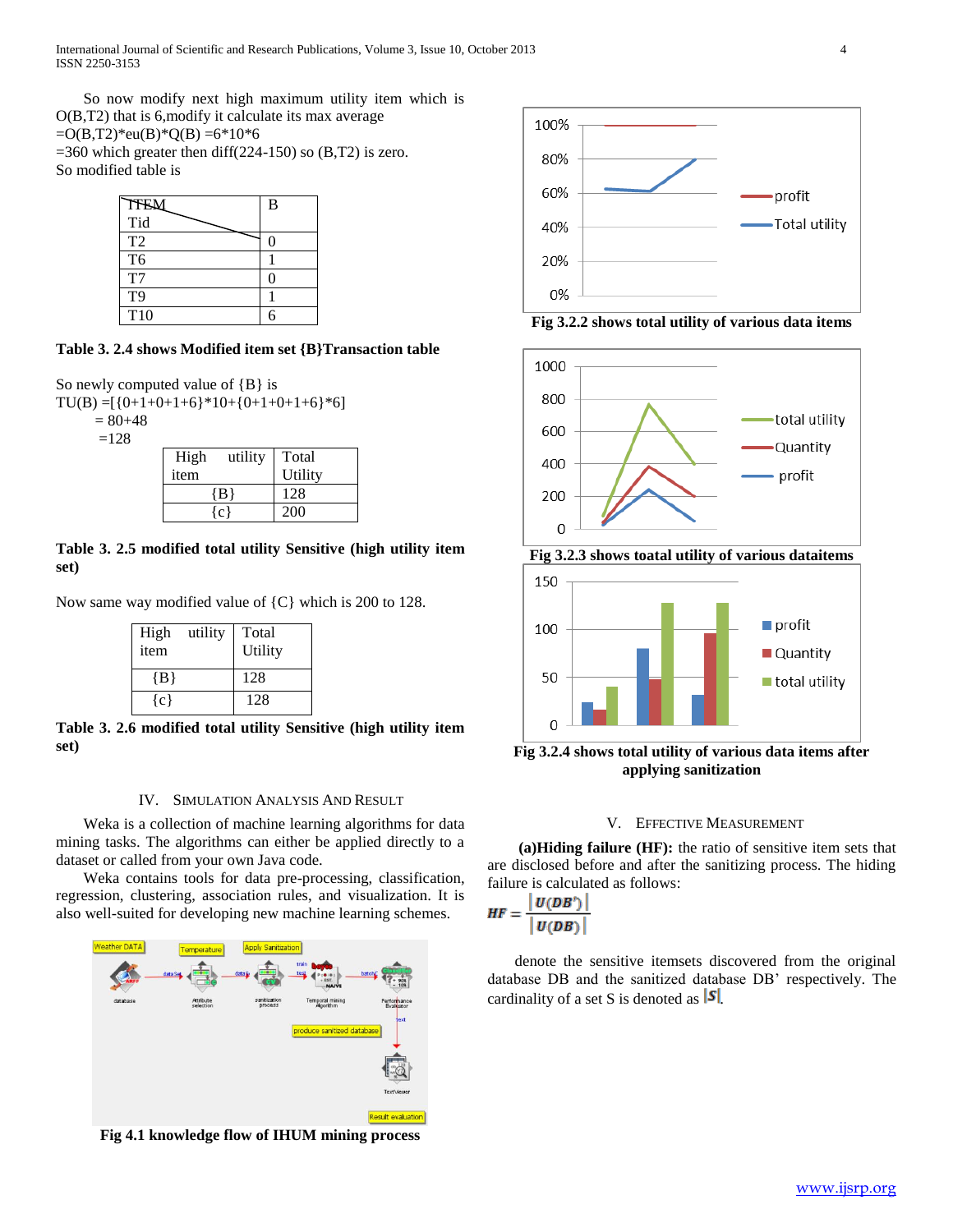So now modify next high maximum utility item which is O(B,T2) that is 6,modify it calculate its max average =O(B,T2)*eu(B)*Q(B) =6*10*6
=360 which greater then diff(224-150) so (B,T2) is zero.
So modified table is

| ITEM / Tid | B |
|---|---|
| T2 | 0 |
| T6 | 1 |
| T7 | 0 |
| T9 | 1 |
| T10 | 6 |

**Table 3. 2.4 shows Modified item set {B}Transaction table**

So newly computed value of {B} is
TU(B) =[{0+1+0+1+6}*10+{0+1+0+1+6}*6]
= 80+48
=128

| High utility item | Total Utility |
|---|---|
| {B} | 128 |
| {c} | 200 |

**Table 3. 2.5 modified total utility Sensitive (high utility item set)**

Now same way modified value of {C} which is 200 to 128.

| High utility item | Total Utility |
|---|---|
| {B} | 128 |
| {c} | 128 |

**Table 3. 2.6 modified total utility Sensitive (high utility item set)**

## IV. Simulation Analysis And Result

Weka is a collection of machine learning algorithms for data mining tasks. The algorithms can either be applied directly to a dataset or called from your own Java code.

Weka contains tools for data pre-processing, classification, regression, clustering, association rules, and visualization. It is also well-suited for developing new machine learning schemes.

**Fig 4.1 knowledge flow of IHUM mining process**

**Fig 3.2.2 shows total utility of various data items**

**Fig 3.2.3 shows toatal utility of various dataitems**

**Fig 3.2.4 shows total utility of various data items after applying sanitization**

## V. Effective Measurement

**(a)Hiding failure (HF):** the ratio of sensitive item sets that are disclosed before and after the sanitizing process. The hiding failure is calculated as follows:

$$HF = \frac{|U(DB')|}{|U(DB)|}$$

denote the sensitive itemsets discovered from the original database DB and the sanitized database DB' respectively. The cardinality of a set S is denoted as $|S|$.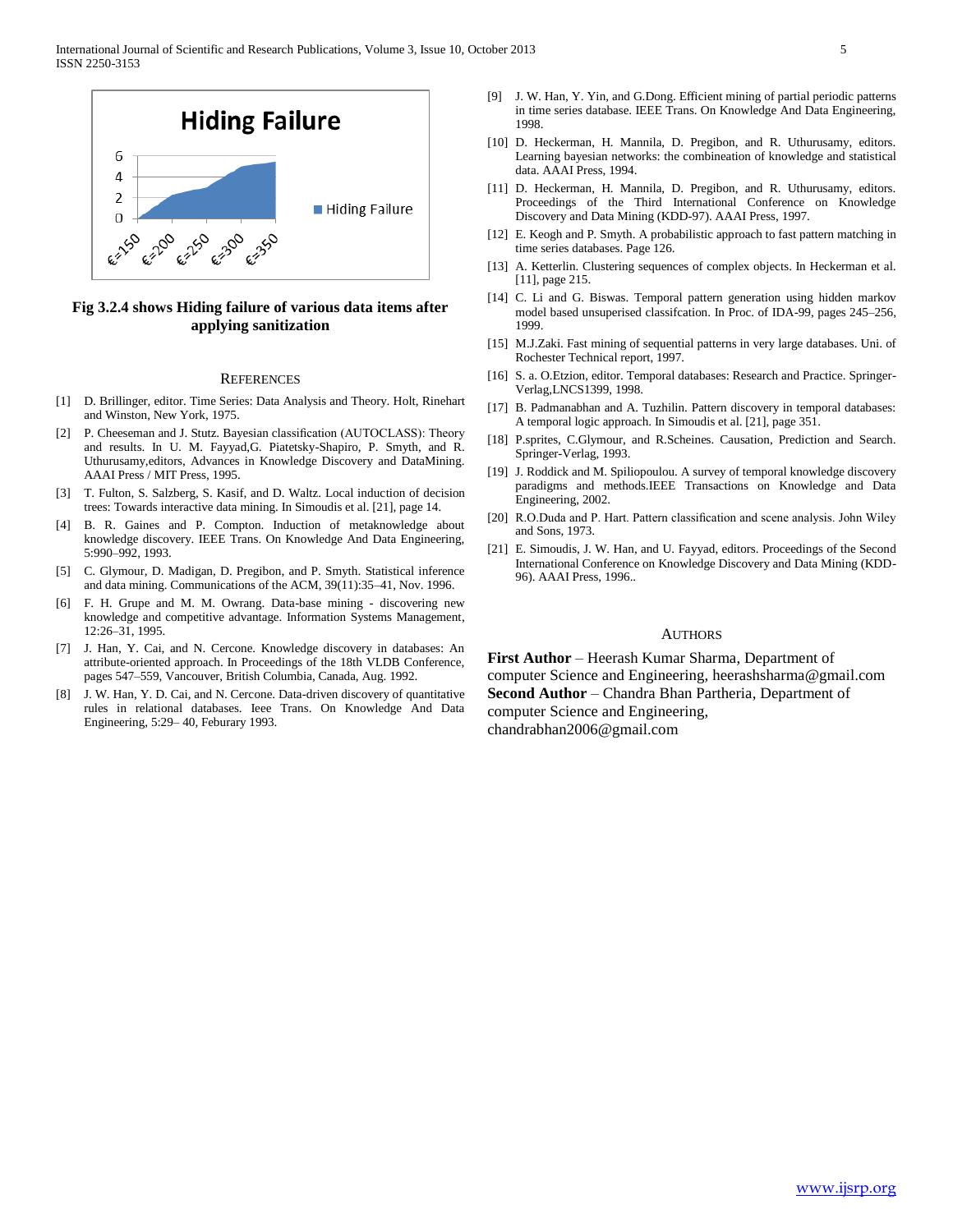Hiding Failure

6
4
2
0

€=150 €=200 €=250 €=300 €=350

Hiding Failure

**Fig 3.2.4 shows Hiding failure of various data items after applying sanitization**

## REFERENCES

[1] D. Brillinger, editor. Time Series: Data Analysis and Theory. Holt, Rinehart and Winston, New York, 1975.

[2] P. Cheeseman and J. Stutz. Bayesian classification (AUTOCLASS): Theory and results. In U. M. Fayyad,G. Piatetsky-Shapiro, P. Smyth, and R. Uthurusamy,editors, Advances in Knowledge Discovery and DataMining. AAAI Press / MIT Press, 1995.

[3] T. Fulton, S. Salzberg, S. Kasif, and D. Waltz. Local induction of decision trees: Towards interactive data mining. In Simoudis et al. [21], page 14.

[4] B. R. Gaines and P. Compton. Induction of metaknowledge about knowledge discovery. IEEE Trans. On Knowledge And Data Engineering, 5:990–992, 1993.

[5] C. Glymour, D. Madigan, D. Pregibon, and P. Smyth. Statistical inference and data mining. Communications of the ACM, 39(11):35–41, Nov. 1996.

[6] F. H. Grupe and M. M. Owrang. Data-base mining - discovering new knowledge and competitive advantage. Information Systems Management, 12:26–31, 1995.

[7] J. Han, Y. Cai, and N. Cercone. Knowledge discovery in databases: An attribute-oriented approach. In Proceedings of the 18th VLDB Conference, pages 547–559, Vancouver, British Columbia, Canada, Aug. 1992.

[8] J. W. Han, Y. D. Cai, and N. Cercone. Data-driven discovery of quantitative rules in relational databases. Ieee Trans. On Knowledge And Data Engineering, 5:29– 40, Feburary 1993.

[9] J. W. Han, Y. Yin, and G.Dong. Efficient mining of partial periodic patterns in time series database. IEEE Trans. On Knowledge And Data Engineering, 1998.

[10] D. Heckerman, H. Mannila, D. Pregibon, and R. Uthurusamy, editors. Learning bayesian networks: the combineation of knowledge and statistical data. AAAI Press, 1994.

[11] D. Heckerman, H. Mannila, D. Pregibon, and R. Uthurusamy, editors. Proceedings of the Third International Conference on Knowledge Discovery and Data Mining (KDD-97). AAAI Press, 1997.

[12] E. Keogh and P. Smyth. A probabilistic approach to fast pattern matching in time series databases. Page 126.

[13] A. Ketterlin. Clustering sequences of complex objects. In Heckerman et al. [11], page 215.

[14] C. Li and G. Biswas. Temporal pattern generation using hidden markov model based unsuperised classifcation. In Proc. of IDA-99, pages 245–256, 1999.

[15] M.J.Zaki. Fast mining of sequential patterns in very large databases. Uni. of Rochester Technical report, 1997.

[16] S. a. O.Etzion, editor. Temporal databases: Research and Practice. Springer-Verlag,LNCS1399, 1998.

[17] B. Padmanabhan and A. Tuzhilin. Pattern discovery in temporal databases: A temporal logic approach. In Simoudis et al. [21], page 351.

[18] P.sprites, C.Glymour, and R.Scheines. Causation, Prediction and Search. Springer-Verlag, 1993.

[19] J. Roddick and M. Spiliopoulou. A survey of temporal knowledge discovery paradigms and methods.IEEE Transactions on Knowledge and Data Engineering, 2002.

[20] R.O.Duda and P. Hart. Pattern classification and scene analysis. John Wiley and Sons, 1973.

[21] E. Simoudis, J. W. Han, and U. Fayyad, editors. Proceedings of the Second International Conference on Knowledge Discovery and Data Mining (KDD-96). AAAI Press, 1996..

## AUTHORS

**First Author** – Heerash Kumar Sharma, Department of computer Science and Engineering, heerashsharma@gmail.com

**Second Author** – Chandra Bhan Partheria, Department of computer Science and Engineering, chandrabhan2006@gmail.com